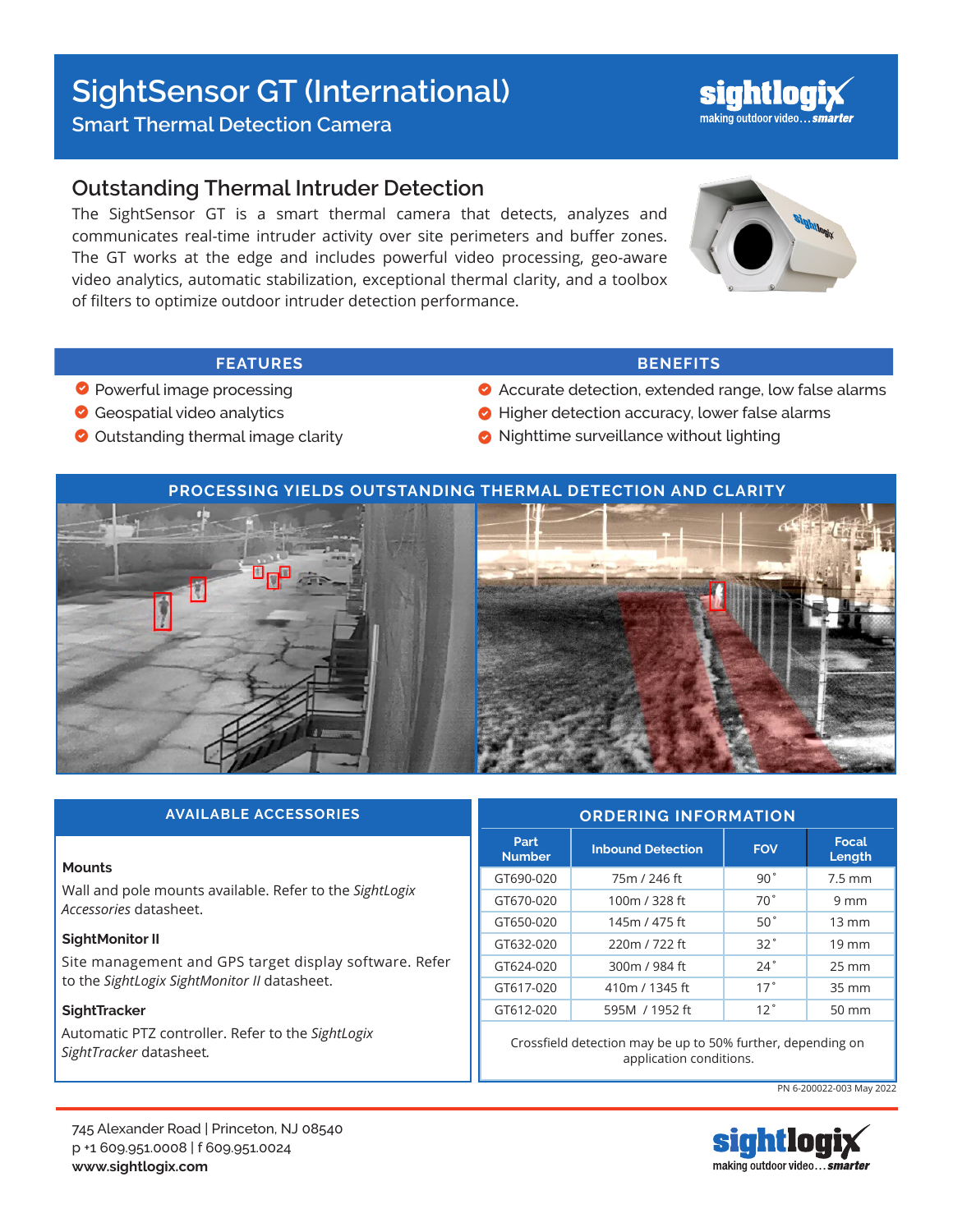# SightSensor GT (International)

## Smart Thermal Detection Camera

sightlogix
making outdoor video... *smarter*

## Outstanding Thermal Intruder Detection

The SightSensor GT is a smart thermal camera that detects, analyzes and communicates real-time intruder activity over site perimeters and buffer zones. The GT works at the edge and includes powerful video processing, geo-aware video analytics, automatic stabilization, exceptional thermal clarity, and a toolbox of filters to optimize outdoor intruder detection performance.

| FEATURES | BENEFITS |
| --- | --- |
| Powerful image processing | Accurate detection, extended range, low false alarms |
| Geospatial video analytics | Higher detection accuracy, lower false alarms |
| Outstanding thermal image clarity | Nighttime surveillance without lighting |

### PROCESSING YIELDS OUTSTANDING THERMAL DETECTION AND CLARITY

### AVAILABLE ACCESSORIES

**Mounts**

Wall and pole mounts available. Refer to the *SightLogix Accessories* datasheet.

**SightMonitor II**

Site management and GPS target display software. Refer to the *SightLogix SightMonitor II* datasheet.

**SightTracker**

Automatic PTZ controller. Refer to the *SightLogix SightTracker* datasheet.

### ORDERING INFORMATION

| Part Number | Inbound Detection | FOV | Focal Length |
| --- | --- | --- | --- |
| GT690-020 | 75m / 246 ft | 90˚ | 7.5 mm |
| GT670-020 | 100m / 328 ft | 70˚ | 9 mm |
| GT650-020 | 145m / 475 ft | 50˚ | 13 mm |
| GT632-020 | 220m / 722 ft | 32˚ | 19 mm |
| GT624-020 | 300m / 984 ft | 24˚ | 25 mm |
| GT617-020 | 410m / 1345 ft | 17˚ | 35 mm |
| GT612-020 | 595M / 1952 ft | 12˚ | 50 mm |

Crossfield detection may be up to 50% further, depending on application conditions.

PN 6-200022-003 May 2022

745 Alexander Road | Princeton, NJ 08540
p +1 609.951.0008 | f 609.951.0024
**www.sightlogix.com**

sightlogix
making outdoor video... *smarter*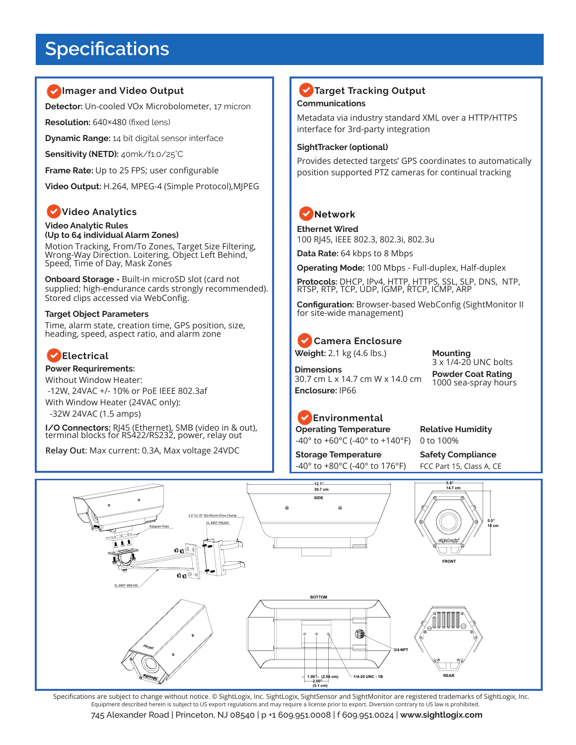# Specifications

## Imager and Video Output

**Detector:** Un-cooled VOx Microbolometer, 17 micron

**Resolution:** 640×480 (fixed lens)

**Dynamic Range:** 14 bit digital sensor interface

**Sensitivity (NETD):** 40mk/f1.0/25°C

**Frame Rate:** Up to 25 FPS; user configurable

**Video Output:** H.264, MPEG-4 (Simple Protocol),MJPEG

## Video Analytics

**Video Analytic Rules**
**(Up to 64 individual Alarm Zones)**

Motion Tracking, From/To Zones, Target Size Filtering, Wrong-Way Direction. Loitering, Object Left Behind, Speed, Time of Day, Mask Zones

**Onboard Storage -** Built-in microSD slot (card not supplied; high-endurance cards strongly recommended). Stored clips accessed via WebConfig.

**Target Object Parameters**

Time, alarm state, creation time, GPS position, size, heading, speed, aspect ratio, and alarm zone

## Electrical

**Power Requirements:**

Without Window Heater:
-12W, 24VAC +/- 10% or PoE IEEE 802.3af

With Window Heater (24VAC only):
-32W 24VAC (1.5 amps)

**I/O Connectors:** RJ45 (Ethernet), SMB (video in & out), terminal blocks for RS422/RS232, power, relay out

**Relay Out:** Max current: 0.3A, Max voltage 24VDC

## Target Tracking Output

**Communications**

Metadata via industry standard XML over a HTTP/HTTPS interface for 3rd-party integration

**SightTracker (optional)**

Provides detected targets' GPS coordinates to automatically position supported PTZ cameras for continual tracking

## Network

**Ethernet Wired**
100 RJ45, IEEE 802.3, 802.3i, 802.3u

**Data Rate:** 64 kbps to 8 Mbps

**Operating Mode:** 100 Mbps - Full-duplex, Half-duplex

**Protocols:** DHCP, IPv4, HTTP, HTTPS, SSL, SLP, DNS, NTP, RTSP, RTP, TCP, UDP, IGMP, RTCP, ICMP, ARP

**Configuration:** Browser-based WebConfig (SightMonitor II for site-wide management)

## Camera Enclosure

**Weight:** 2.1 kg (4.6 lbs.)

**Dimensions**
30.7 cm L x 14.7 cm W x 14.0 cm

**Enclosure:** IP66

**Mounting**
3 x 1/4-20 UNC bolts

**Powder Coat Rating**
1000 sea-spray hours

## Environmental

**Operating Temperature**
-40° to +60°C (-40° to +140°F)

**Storage Temperature**
-40° to +80°C (-40° to 176°F)

**Relative Humidity**
0 to 100%

**Safety Compliance**
FCC Part 15, Class A, CE

2.5" to 10" Dia Worm Drive Clamp
SL-MNT-PM200
Adapter Plate
SL-MNT-WM100

12.1"
30.7 cm
SIDE

5.8"
14.7 cm
5.5"
14 cm
FRONT

BOTTOM
3/4-NPT
1.00" (2.54 cm)
2.00" (5.1 cm)
1/4-20 UNC - 1B

FRONT

REAR

Specifications are subject to change without notice. © SightLogix, Inc. SightLogix, SightSensor and SightMonitor are registered trademarks of SightLogix, Inc.
Equipment described herein is subject to US export regulations and may require a license prior to export. Diversion contrary to US law is prohibited.

745 Alexander Road | Princeton, NJ 08540 | p +1 609.951.0008 | f 609.951.0024 | **www.sightlogix.com**